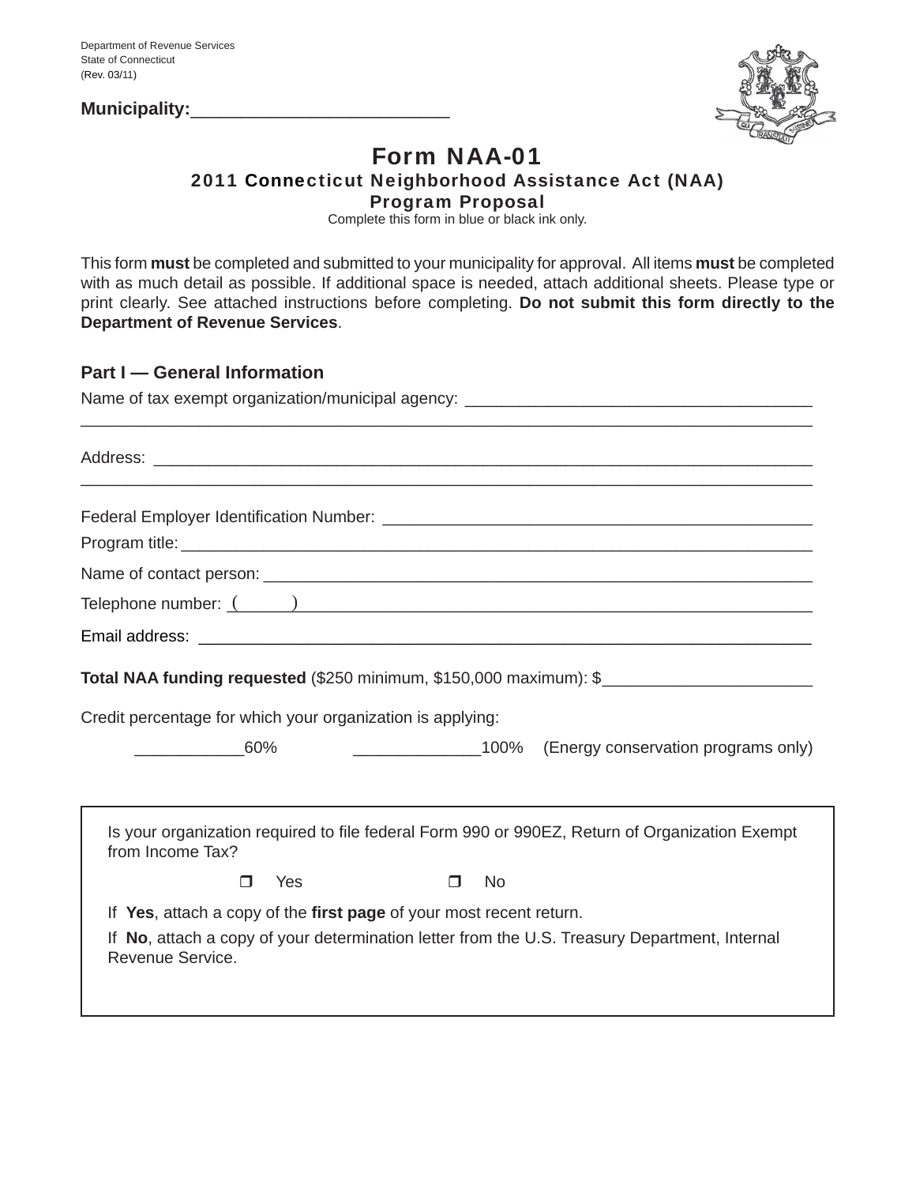Department of Revenue Services
State of Connecticut
(Rev. 03/11)

**Municipality:**___________________________

# Form NAA-01

## 2011 Connecticut Neighborhood Assistance Act (NAA) Program Proposal

Complete this form in blue or black ink only.

This form **must** be completed and submitted to your municipality for approval. All items **must** be completed with as much detail as possible. If additional space is needed, attach additional sheets. Please type or print clearly. See attached instructions before completing. **Do not submit this form directly to the Department of Revenue Services**.

### Part I — General Information

Name of tax exempt organization/municipal agency: _____________________________________
_____________________________________________________________________________

Address: _____________________________________________________________________
_____________________________________________________________________________

Federal Employer Identification Number: _______________________________________________

Program title: ________________________________________________________________

Name of contact person: _______________________________________________________

Telephone number: (______)____________________________________________________

Email address: ________________________________________________________________

**Total NAA funding requested** ($250 minimum, $150,000 maximum): $_______________________

Credit percentage for which your organization is applying:

____________60%  ______________100% (Energy conservation programs only)

Is your organization required to file federal Form 990 or 990EZ, Return of Organization Exempt from Income Tax?

❒ Yes  ❒ No

If **Yes**, attach a copy of the **first page** of your most recent return.

If **No**, attach a copy of your determination letter from the U.S. Treasury Department, Internal Revenue Service.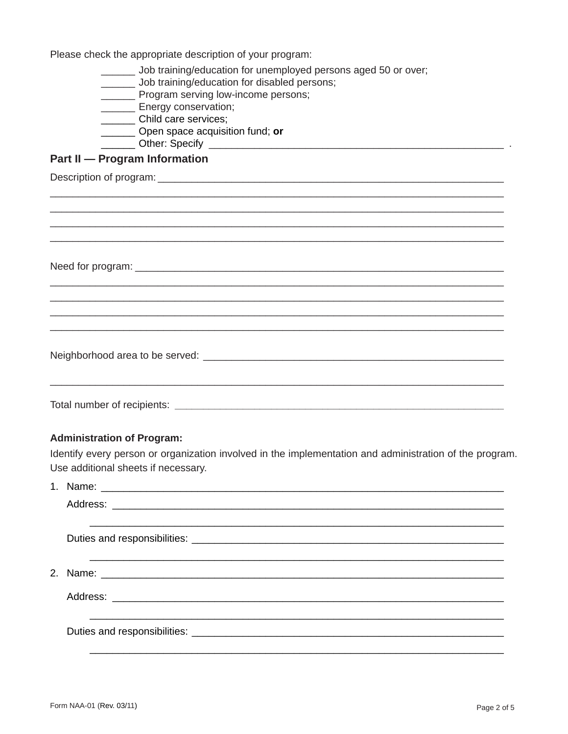Please check the appropriate description of your program:

- ______ Job training/education for unemployed persons aged 50 or over;
- ______ Job training/education for disabled persons;
- ______ Program serving low-income persons;
- ______ Energy conservation;
- ______ Child care services;
- ______ Open space acquisition fund; **or**
- ______ Other: Specify ________________________________________________________ .

## Part II — Program Information

Description of program: ______________________________________________________________

____________________________________________________________________________

____________________________________________________________________________

____________________________________________________________________________

____________________________________________________________________________

Need for program: ____________________________________________________________________

____________________________________________________________________________

____________________________________________________________________________

____________________________________________________________________________

____________________________________________________________________________

Neighborhood area to be served: ______________________________________________________

____________________________________________________________________________

Total number of recipients: ___________________________________________________________

**Administration of Program:**

Identify every person or organization involved in the implementation and administration of the program. Use additional sheets if necessary.

1. Name: ______________________________________________________________________

   Address: ____________________________________________________________________

   ____________________________________________________________________________

   Duties and responsibilities: ___________________________________________________

   ____________________________________________________________________________

2. Name: ______________________________________________________________________

   Address: ____________________________________________________________________

   ____________________________________________________________________________

   Duties and responsibilities: ___________________________________________________

   ____________________________________________________________________________

Form NAA-01 (Rev. 03/11)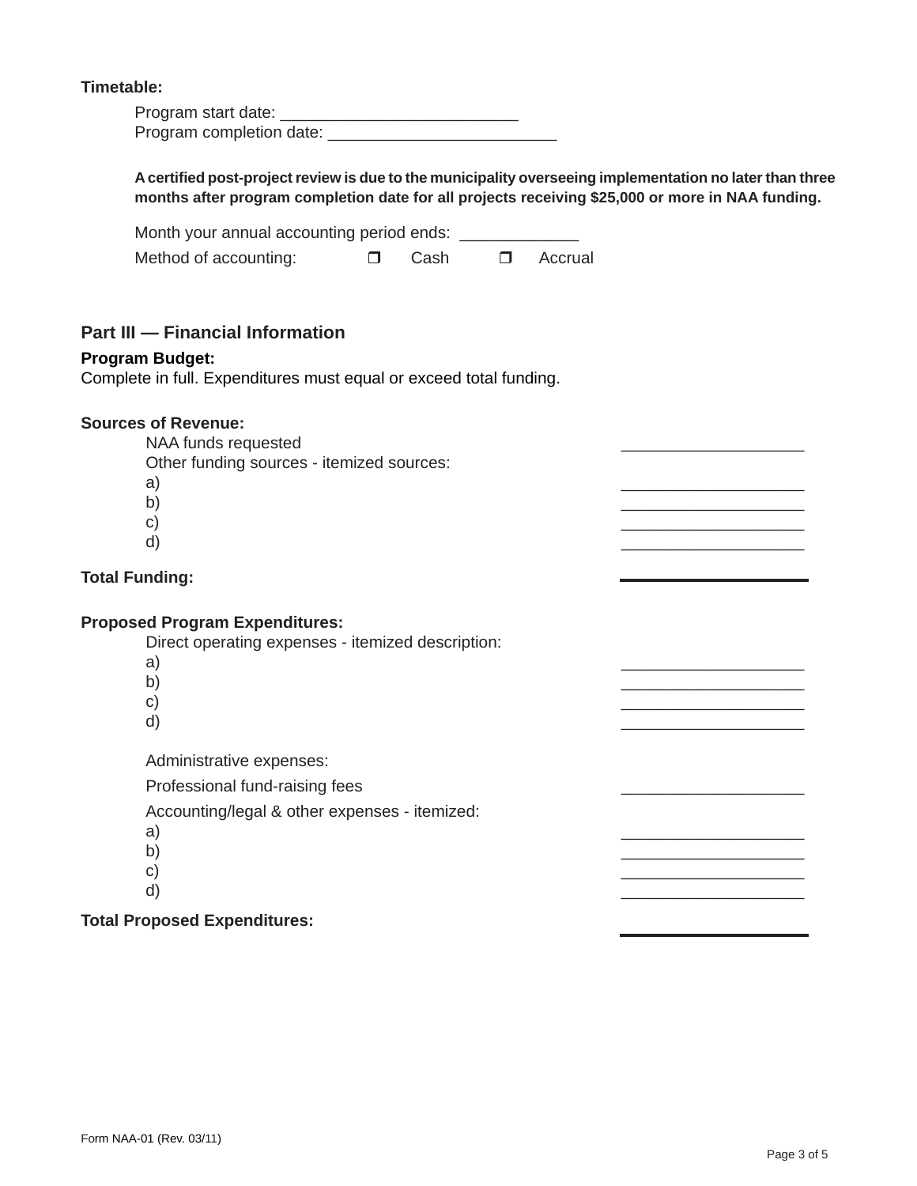**Timetable:**

Program start date: ___________________________

Program completion date: _________________________

**A certified post-project review is due to the municipality overseeing implementation no later than three months after program completion date for all projects receiving $25,000 or more in NAA funding.**

Month your annual accounting period ends: _____________

Method of accounting: ❒ Cash ❒ Accrual

## Part III — Financial Information

**Program Budget:**
Complete in full. Expenditures must equal or exceed total funding.

**Sources of Revenue:**

| | |
|---|---|
| NAA funds requested | ____________________ |
| Other funding sources - itemized sources: | |
| a) | ____________________ |
| b) | ____________________ |
| c) | ____________________ |
| d) | ____________________ |
| **Total Funding:** | ____________________ |

**Proposed Program Expenditures:**

| | |
|---|---|
| Direct operating expenses - itemized description: | |
| a) | ____________________ |
| b) | ____________________ |
| c) | ____________________ |
| d) | ____________________ |
| Administrative expenses: | |
| Professional fund-raising fees | ____________________ |
| Accounting/legal & other expenses - itemized: | |
| a) | ____________________ |
| b) | ____________________ |
| c) | ____________________ |
| d) | ____________________ |
| **Total Proposed Expenditures:** | ____________________ |

Form NAA-01 (Rev. 03/11)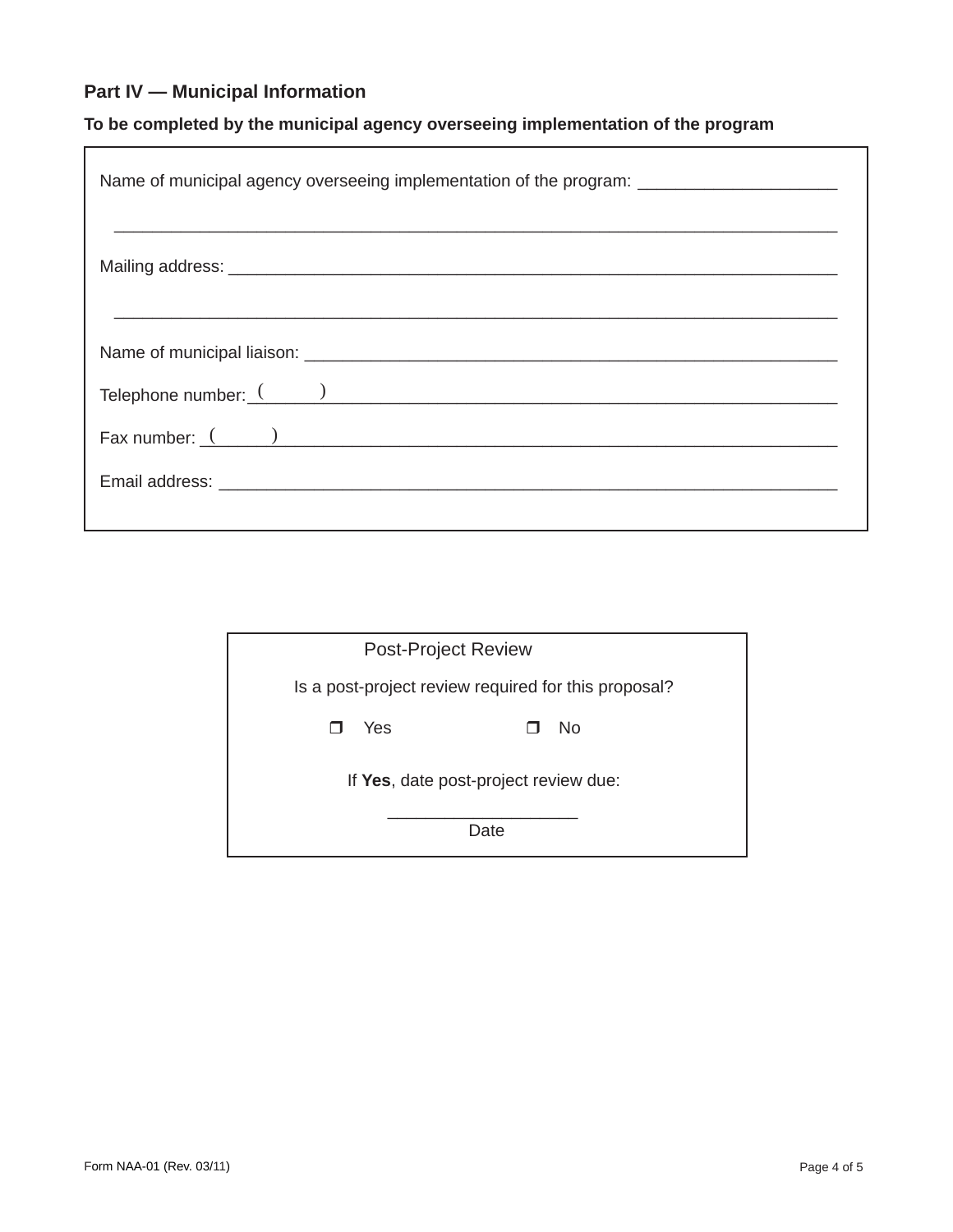## Part IV — Municipal Information

**To be completed by the municipal agency overseeing implementation of the program**

Name of municipal agency overseeing implementation of the program: ____________________

______________________________________________________________________________

Mailing address: ________________________________________________________________

______________________________________________________________________________

Name of municipal liaison: ________________________________________________________

Telephone number: (      ) ________________________________________________________

Fax number: (      ) _____________________________________________________________

Email address: _________________________________________________________________

---

Post-Project Review

Is a post-project review required for this proposal?

❐ Yes ❐ No

If **Yes**, date post-project review due:

____________________
Date

Form NAA-01 (Rev. 03/11)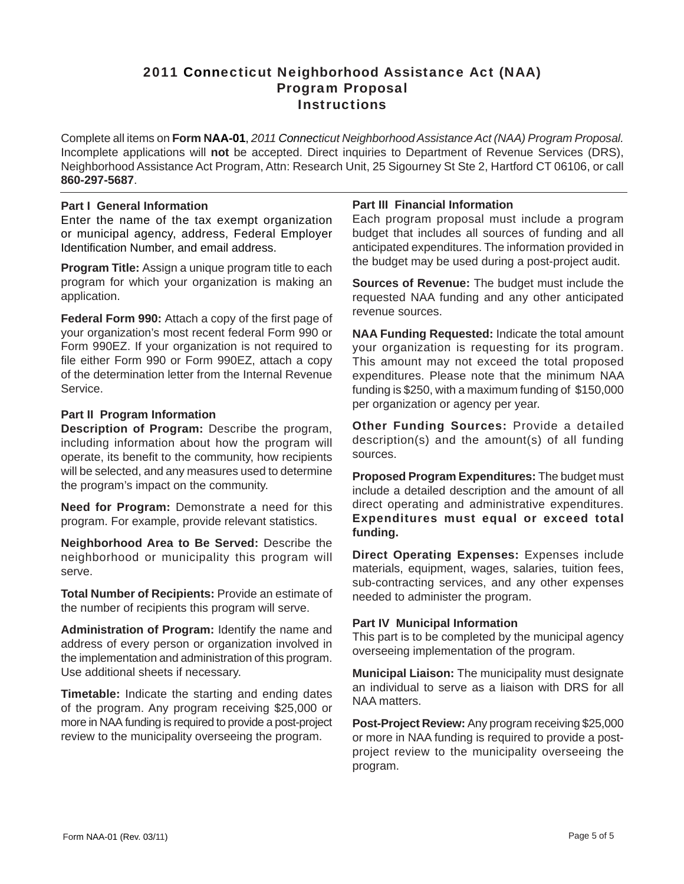# 2011 Connecticut Neighborhood Assistance Act (NAA) Program Proposal Instructions

Complete all items on **Form NAA-01**, *2011 Connecticut Neighborhood Assistance Act (NAA) Program Proposal.* Incomplete applications will **not** be accepted. Direct inquiries to Department of Revenue Services (DRS), Neighborhood Assistance Act Program, Attn: Research Unit, 25 Sigourney St Ste 2, Hartford CT 06106, or call **860-297-5687**.

### Part I General Information

Enter the name of the tax exempt organization or municipal agency, address, Federal Employer Identification Number, and email address.

**Program Title:** Assign a unique program title to each program for which your organization is making an application.

**Federal Form 990:** Attach a copy of the first page of your organization's most recent federal Form 990 or Form 990EZ. If your organization is not required to file either Form 990 or Form 990EZ, attach a copy of the determination letter from the Internal Revenue Service.

### Part II Program Information

**Description of Program:** Describe the program, including information about how the program will operate, its benefit to the community, how recipients will be selected, and any measures used to determine the program's impact on the community.

**Need for Program:** Demonstrate a need for this program. For example, provide relevant statistics.

**Neighborhood Area to Be Served:** Describe the neighborhood or municipality this program will serve.

**Total Number of Recipients:** Provide an estimate of the number of recipients this program will serve.

**Administration of Program:** Identify the name and address of every person or organization involved in the implementation and administration of this program. Use additional sheets if necessary.

**Timetable:** Indicate the starting and ending dates of the program. Any program receiving $25,000 or more in NAA funding is required to provide a post-project review to the municipality overseeing the program.

### Part III Financial Information

Each program proposal must include a program budget that includes all sources of funding and all anticipated expenditures. The information provided in the budget may be used during a post-project audit.

**Sources of Revenue:** The budget must include the requested NAA funding and any other anticipated revenue sources.

**NAA Funding Requested:** Indicate the total amount your organization is requesting for its program. This amount may not exceed the total proposed expenditures. Please note that the minimum NAA funding is $250, with a maximum funding of $150,000 per organization or agency per year.

**Other Funding Sources:** Provide a detailed description(s) and the amount(s) of all funding sources.

**Proposed Program Expenditures:** The budget must include a detailed description and the amount of all direct operating and administrative expenditures. **Expenditures must equal or exceed total funding.**

**Direct Operating Expenses:** Expenses include materials, equipment, wages, salaries, tuition fees, sub-contracting services, and any other expenses needed to administer the program.

### Part IV Municipal Information

This part is to be completed by the municipal agency overseeing implementation of the program.

**Municipal Liaison:** The municipality must designate an individual to serve as a liaison with DRS for all NAA matters.

**Post-Project Review:** Any program receiving $25,000 or more in NAA funding is required to provide a post-project review to the municipality overseeing the program.

Form NAA-01 (Rev. 03/11)